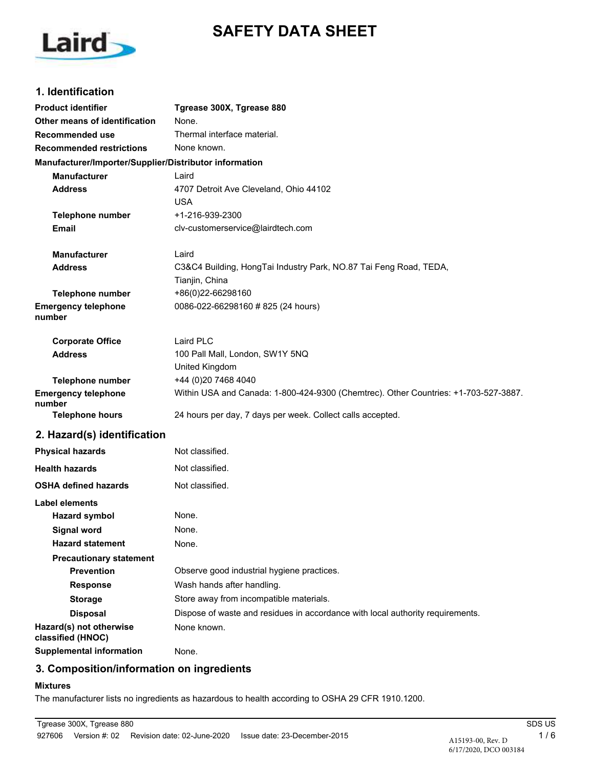# SAFETY DATA SHEET

## 1. Identification

| | |
|---|---|
| **Product identifier** | **Tgrease 300X, Tgrease 880** |
| **Other means of identification** | None. |
| **Recommended use** | Thermal interface material. |
| **Recommended restrictions** | None known. |

**Manufacturer/Importer/Supplier/Distributor information**

| | |
|---|---|
| **Manufacturer** | Laird |
| **Address** | 4707 Detroit Ave Cleveland, Ohio 44102<br>USA |
| **Telephone number** | +1-216-939-2300 |
| **Email** | clv-customerservice@lairdtech.com |
| | |
| **Manufacturer** | Laird |
| **Address** | C3&C4 Building, HongTai Industry Park, NO.87 Tai Feng Road, TEDA,<br>Tianjin, China |
| **Telephone number** | +86(0)22-66298160 |
| **Emergency telephone number** | 0086-022-66298160 # 825 (24 hours) |
| | |
| **Corporate Office** | Laird PLC |
| **Address** | 100 Pall Mall, London, SW1Y 5NQ<br>United Kingdom |
| **Telephone number** | +44 (0)20 7468 4040 |
| **Emergency telephone number** | Within USA and Canada: 1-800-424-9300 (Chemtrec). Other Countries: +1-703-527-3887. |
| **Telephone hours** | 24 hours per day, 7 days per week. Collect calls accepted. |

## 2. Hazard(s) identification

| | |
|---|---|
| **Physical hazards** | Not classified. |
| **Health hazards** | Not classified. |
| **OSHA defined hazards** | Not classified. |

**Label elements**

| | |
|---|---|
| **Hazard symbol** | None. |
| **Signal word** | None. |
| **Hazard statement** | None. |

**Precautionary statement**

| | |
|---|---|
| **Prevention** | Observe good industrial hygiene practices. |
| **Response** | Wash hands after handling. |
| **Storage** | Store away from incompatible materials. |
| **Disposal** | Dispose of waste and residues in accordance with local authority requirements. |
| **Hazard(s) not otherwise classified (HNOC)** | None known. |
| **Supplemental information** | None. |

## 3. Composition/information on ingredients

**Mixtures**

The manufacturer lists no ingredients as hazardous to health according to OSHA 29 CFR 1910.1200.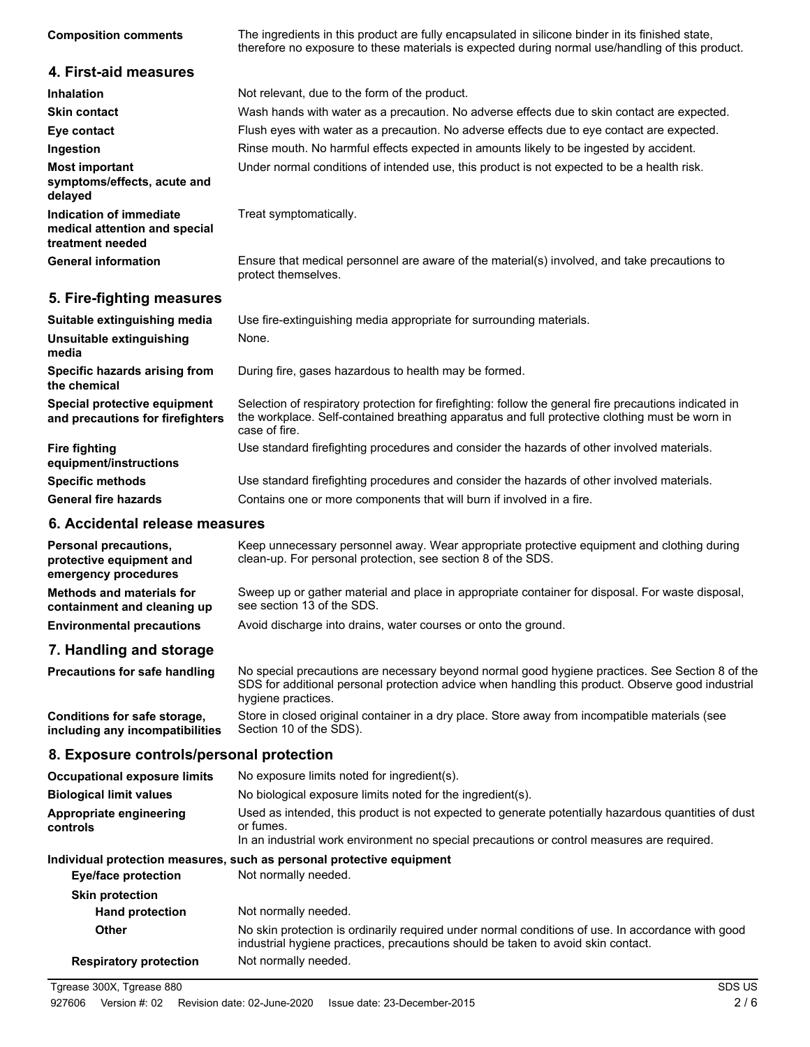**Composition comments** The ingredients in this product are fully encapsulated in silicone binder in its finished state, therefore no exposure to these materials is expected during normal use/handling of this product.

## 4. First-aid measures

**Inhalation** Not relevant, due to the form of the product.

**Skin contact** Wash hands with water as a precaution. No adverse effects due to skin contact are expected.

**Eye contact** Flush eyes with water as a precaution. No adverse effects due to eye contact are expected.

**Ingestion** Rinse mouth. No harmful effects expected in amounts likely to be ingested by accident.

**Most important symptoms/effects, acute and delayed** Under normal conditions of intended use, this product is not expected to be a health risk.

**Indication of immediate medical attention and special treatment needed** Treat symptomatically.

**General information** Ensure that medical personnel are aware of the material(s) involved, and take precautions to protect themselves.

## 5. Fire-fighting measures

**Suitable extinguishing media** Use fire-extinguishing media appropriate for surrounding materials.

**Unsuitable extinguishing media** None.

**Specific hazards arising from the chemical** During fire, gases hazardous to health may be formed.

**Special protective equipment and precautions for firefighters** Selection of respiratory protection for firefighting: follow the general fire precautions indicated in the workplace. Self-contained breathing apparatus and full protective clothing must be worn in case of fire.

**Fire fighting equipment/instructions** Use standard firefighting procedures and consider the hazards of other involved materials.

**Specific methods** Use standard firefighting procedures and consider the hazards of other involved materials.

**General fire hazards** Contains one or more components that will burn if involved in a fire.

## 6. Accidental release measures

**Personal precautions, protective equipment and emergency procedures** Keep unnecessary personnel away. Wear appropriate protective equipment and clothing during clean-up. For personal protection, see section 8 of the SDS.

**Methods and materials for containment and cleaning up** Sweep up or gather material and place in appropriate container for disposal. For waste disposal, see section 13 of the SDS.

**Environmental precautions** Avoid discharge into drains, water courses or onto the ground.

## 7. Handling and storage

**Precautions for safe handling** No special precautions are necessary beyond normal good hygiene practices. See Section 8 of the SDS for additional personal protection advice when handling this product. Observe good industrial hygiene practices.

**Conditions for safe storage, including any incompatibilities** Store in closed original container in a dry place. Store away from incompatible materials (see Section 10 of the SDS).

## 8. Exposure controls/personal protection

**Occupational exposure limits** No exposure limits noted for ingredient(s).

**Biological limit values** No biological exposure limits noted for the ingredient(s).

**Appropriate engineering controls** Used as intended, this product is not expected to generate potentially hazardous quantities of dust or fumes.
In an industrial work environment no special precautions or control measures are required.

**Individual protection measures, such as personal protective equipment**

**Eye/face protection** Not normally needed.

**Skin protection**

**Hand protection** Not normally needed.

**Other** No skin protection is ordinarily required under normal conditions of use. In accordance with good industrial hygiene practices, precautions should be taken to avoid skin contact.

**Respiratory protection** Not normally needed.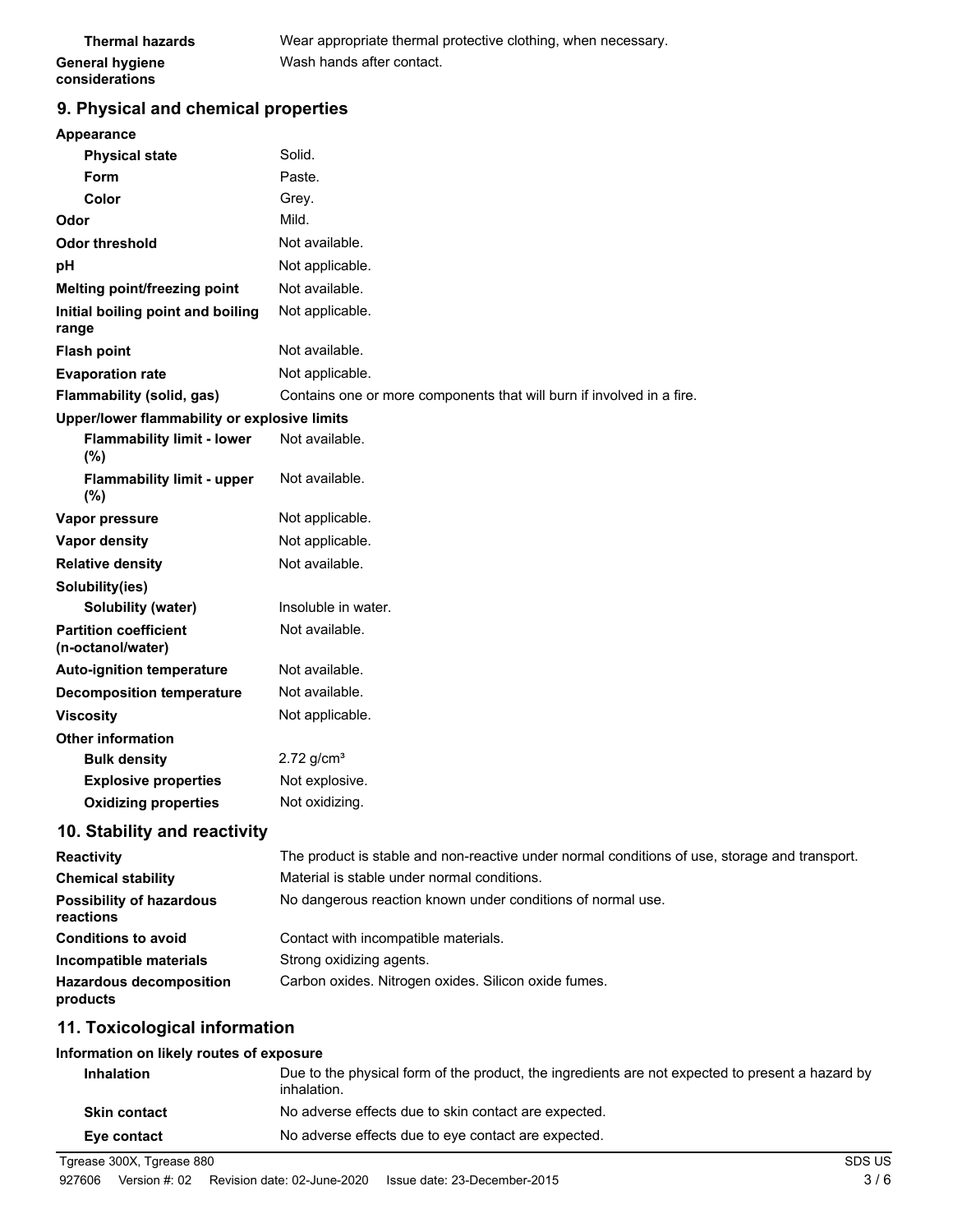| | |
|---|---|
| **Thermal hazards** | Wear appropriate thermal protective clothing, when necessary. |
| **General hygiene considerations** | Wash hands after contact. |

## 9. Physical and chemical properties

| | |
|---|---|
| **Appearance** | |
| **Physical state** | Solid. |
| **Form** | Paste. |
| **Color** | Grey. |
| **Odor** | Mild. |
| **Odor threshold** | Not available. |
| **pH** | Not applicable. |
| **Melting point/freezing point** | Not available. |
| **Initial boiling point and boiling range** | Not applicable. |
| **Flash point** | Not available. |
| **Evaporation rate** | Not applicable. |
| **Flammability (solid, gas)** | Contains one or more components that will burn if involved in a fire. |
| **Upper/lower flammability or explosive limits** | |
| **Flammability limit - lower (%)** | Not available. |
| **Flammability limit - upper (%)** | Not available. |
| **Vapor pressure** | Not applicable. |
| **Vapor density** | Not applicable. |
| **Relative density** | Not available. |
| **Solubility(ies)** | |
| **Solubility (water)** | Insoluble in water. |
| **Partition coefficient (n-octanol/water)** | Not available. |
| **Auto-ignition temperature** | Not available. |
| **Decomposition temperature** | Not available. |
| **Viscosity** | Not applicable. |
| **Other information** | |
| **Bulk density** | 2.72 $g/cm^3$ |
| **Explosive properties** | Not explosive. |
| **Oxidizing properties** | Not oxidizing. |

## 10. Stability and reactivity

| | |
|---|---|
| **Reactivity** | The product is stable and non-reactive under normal conditions of use, storage and transport. |
| **Chemical stability** | Material is stable under normal conditions. |
| **Possibility of hazardous reactions** | No dangerous reaction known under conditions of normal use. |
| **Conditions to avoid** | Contact with incompatible materials. |
| **Incompatible materials** | Strong oxidizing agents. |
| **Hazardous decomposition products** | Carbon oxides. Nitrogen oxides. Silicon oxide fumes. |

## 11. Toxicological information

**Information on likely routes of exposure**

| | |
|---|---|
| **Inhalation** | Due to the physical form of the product, the ingredients are not expected to present a hazard by inhalation. |
| **Skin contact** | No adverse effects due to skin contact are expected. |
| **Eye contact** | No adverse effects due to eye contact are expected. |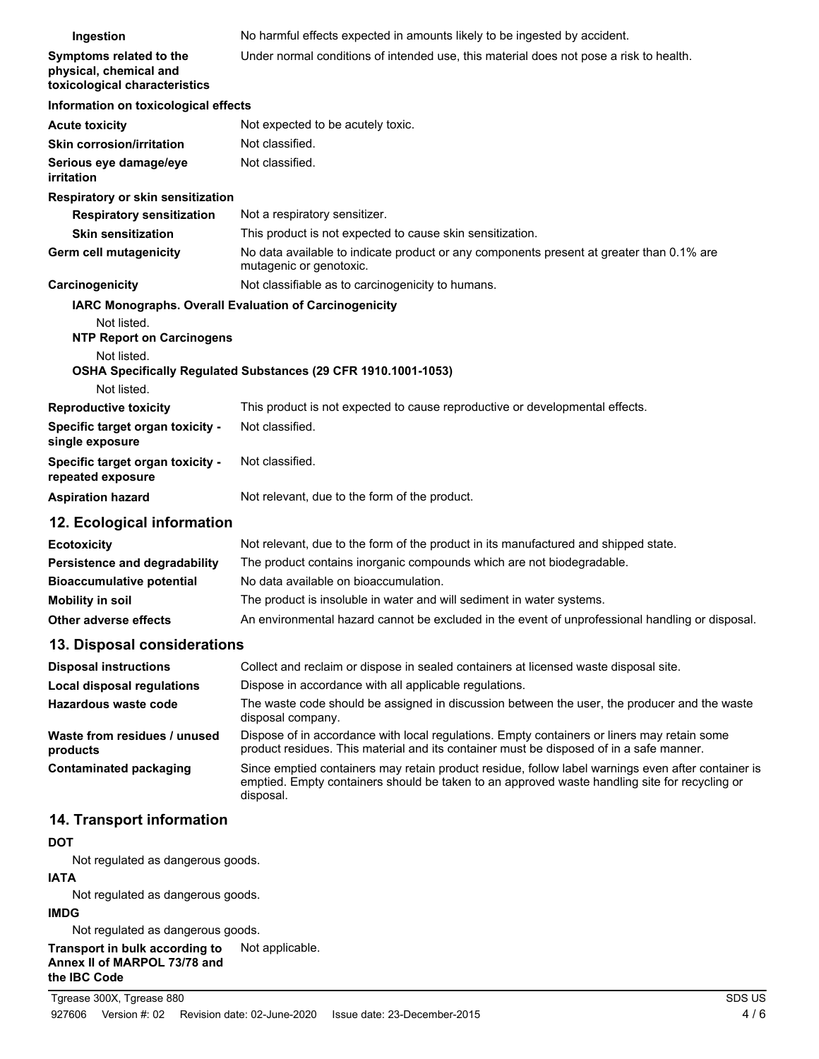| | |
|---|---|
| **Ingestion** | No harmful effects expected in amounts likely to be ingested by accident. |
| **Symptoms related to the physical, chemical and toxicological characteristics** | Under normal conditions of intended use, this material does not pose a risk to health. |

**Information on toxicological effects**

| | |
|---|---|
| **Acute toxicity** | Not expected to be acutely toxic. |
| **Skin corrosion/irritation** | Not classified. |
| **Serious eye damage/eye irritation** | Not classified. |

**Respiratory or skin sensitization**

| | |
|---|---|
| **Respiratory sensitization** | Not a respiratory sensitizer. |
| **Skin sensitization** | This product is not expected to cause skin sensitization. |
| **Germ cell mutagenicity** | No data available to indicate product or any components present at greater than 0.1% are mutagenic or genotoxic. |
| **Carcinogenicity** | Not classifiable as to carcinogenicity to humans. |

**IARC Monographs. Overall Evaluation of Carcinogenicity**

Not listed.

**NTP Report on Carcinogens**

Not listed.

**OSHA Specifically Regulated Substances (29 CFR 1910.1001-1053)**

Not listed.

| | |
|---|---|
| **Reproductive toxicity** | This product is not expected to cause reproductive or developmental effects. |
| **Specific target organ toxicity - single exposure** | Not classified. |
| **Specific target organ toxicity - repeated exposure** | Not classified. |
| **Aspiration hazard** | Not relevant, due to the form of the product. |

## 12. Ecological information

| | |
|---|---|
| **Ecotoxicity** | Not relevant, due to the form of the product in its manufactured and shipped state. |
| **Persistence and degradability** | The product contains inorganic compounds which are not biodegradable. |
| **Bioaccumulative potential** | No data available on bioaccumulation. |
| **Mobility in soil** | The product is insoluble in water and will sediment in water systems. |
| **Other adverse effects** | An environmental hazard cannot be excluded in the event of unprofessional handling or disposal. |

## 13. Disposal considerations

| | |
|---|---|
| **Disposal instructions** | Collect and reclaim or dispose in sealed containers at licensed waste disposal site. |
| **Local disposal regulations** | Dispose in accordance with all applicable regulations. |
| **Hazardous waste code** | The waste code should be assigned in discussion between the user, the producer and the waste disposal company. |
| **Waste from residues / unused products** | Dispose of in accordance with local regulations. Empty containers or liners may retain some product residues. This material and its container must be disposed of in a safe manner. |
| **Contaminated packaging** | Since emptied containers may retain product residue, follow label warnings even after container is emptied. Empty containers should be taken to an approved waste handling site for recycling or disposal. |

## 14. Transport information

**DOT**

Not regulated as dangerous goods.

**IATA**

Not regulated as dangerous goods.

**IMDG**

Not regulated as dangerous goods.

| | |
|---|---|
| **Transport in bulk according to Annex II of MARPOL 73/78 and the IBC Code** | Not applicable. |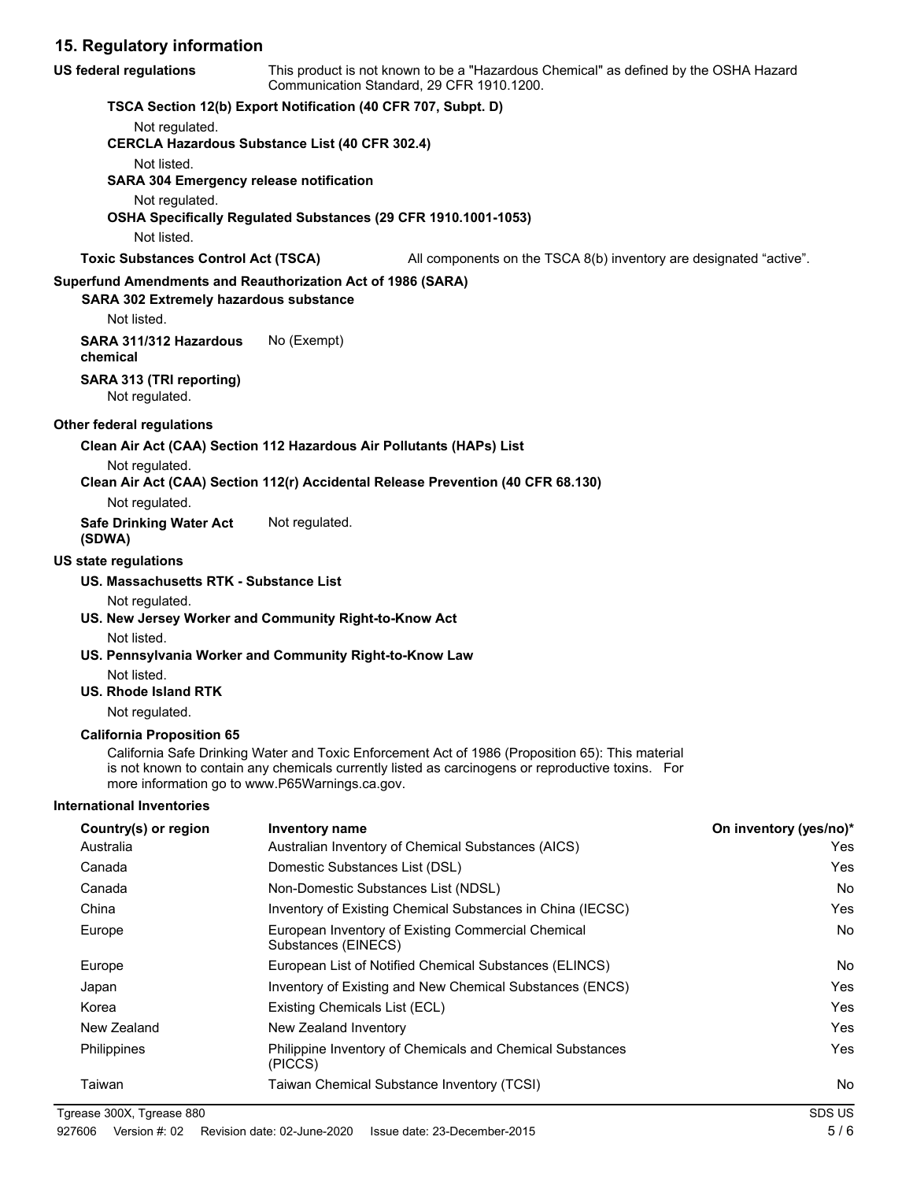## 15. Regulatory information

**US federal regulations** This product is not known to be a "Hazardous Chemical" as defined by the OSHA Hazard Communication Standard, 29 CFR 1910.1200.

**TSCA Section 12(b) Export Notification (40 CFR 707, Subpt. D)**

Not regulated.

**CERCLA Hazardous Substance List (40 CFR 302.4)**

Not listed.

**SARA 304 Emergency release notification**

Not regulated.

**OSHA Specifically Regulated Substances (29 CFR 1910.1001-1053)**

Not listed.

**Toxic Substances Control Act (TSCA)** All components on the TSCA 8(b) inventory are designated "active".

**Superfund Amendments and Reauthorization Act of 1986 (SARA)**

**SARA 302 Extremely hazardous substance**

Not listed.

**SARA 311/312 Hazardous chemical** No (Exempt)

**SARA 313 (TRI reporting)**

Not regulated.

**Other federal regulations**

**Clean Air Act (CAA) Section 112 Hazardous Air Pollutants (HAPs) List**

Not regulated.

**Clean Air Act (CAA) Section 112(r) Accidental Release Prevention (40 CFR 68.130)**

Not regulated.

**Safe Drinking Water Act (SDWA)** Not regulated.

**US state regulations**

**US. Massachusetts RTK - Substance List**

Not regulated.

**US. New Jersey Worker and Community Right-to-Know Act**

Not listed.

**US. Pennsylvania Worker and Community Right-to-Know Law**

Not listed.

**US. Rhode Island RTK**

Not regulated.

**California Proposition 65**

California Safe Drinking Water and Toxic Enforcement Act of 1986 (Proposition 65): This material is not known to contain any chemicals currently listed as carcinogens or reproductive toxins. For more information go to www.P65Warnings.ca.gov.

**International Inventories**

| Country(s) or region | Inventory name | On inventory (yes/no)* |
|---|---|---|
| Australia | Australian Inventory of Chemical Substances (AICS) | Yes |
| Canada | Domestic Substances List (DSL) | Yes |
| Canada | Non-Domestic Substances List (NDSL) | No |
| China | Inventory of Existing Chemical Substances in China (IECSC) | Yes |
| Europe | European Inventory of Existing Commercial Chemical Substances (EINECS) | No |
| Europe | European List of Notified Chemical Substances (ELINCS) | No |
| Japan | Inventory of Existing and New Chemical Substances (ENCS) | Yes |
| Korea | Existing Chemicals List (ECL) | Yes |
| New Zealand | New Zealand Inventory | Yes |
| Philippines | Philippine Inventory of Chemicals and Chemical Substances (PICCS) | Yes |
| Taiwan | Taiwan Chemical Substance Inventory (TCSI) | No |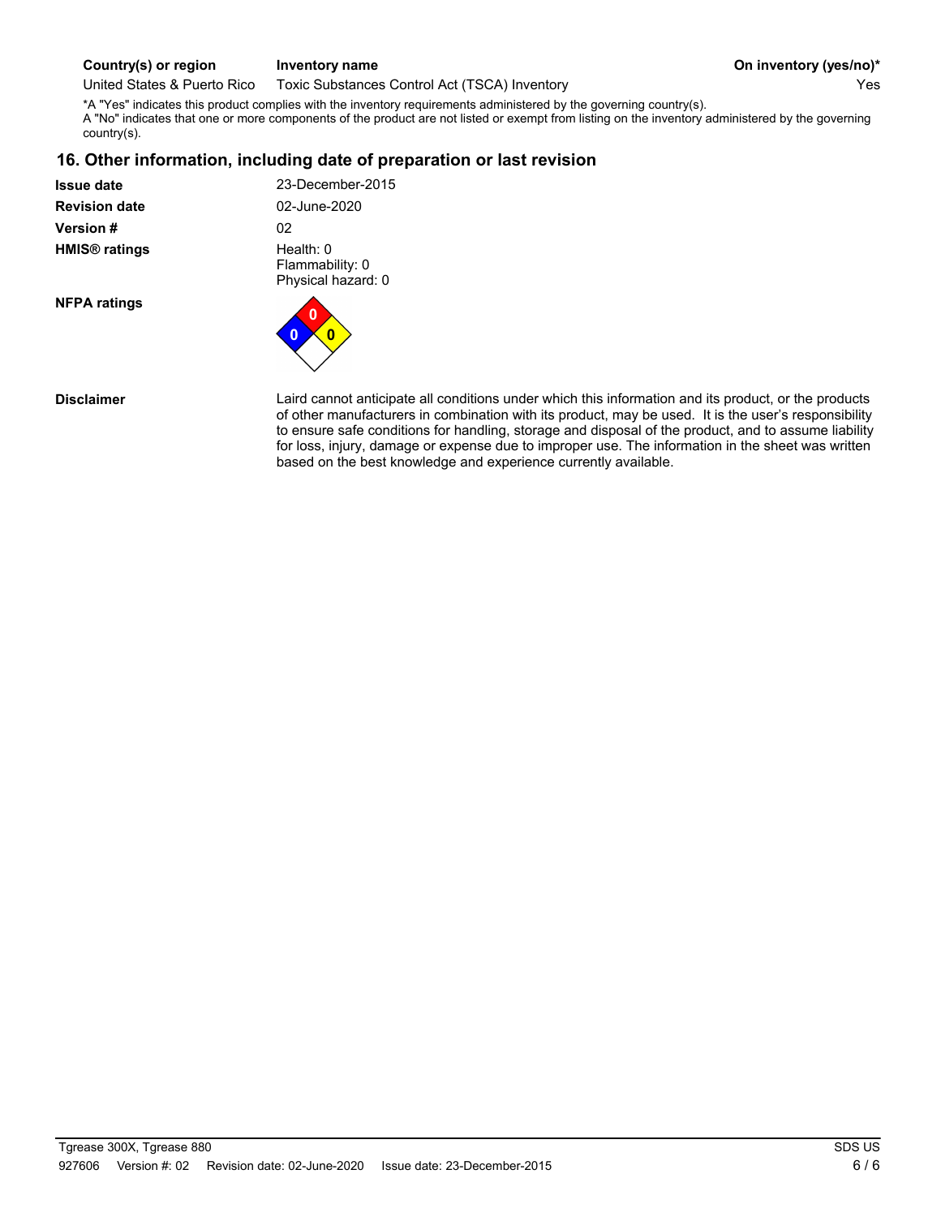| Country(s) or region | Inventory name | On inventory (yes/no)* |
| --- | --- | --- |
| United States & Puerto Rico | Toxic Substances Control Act (TSCA) Inventory | Yes |

*A "Yes" indicates this product complies with the inventory requirements administered by the governing country(s).
A "No" indicates that one or more components of the product are not listed or exempt from listing on the inventory administered by the governing country(s).

## 16. Other information, including date of preparation or last revision

**Issue date** 23-December-2015

**Revision date** 02-June-2020

**Version #** 02

**HMIS® ratings**
Health: 0
Flammability: 0
Physical hazard: 0

**NFPA ratings**
0
0
0

**Disclaimer** Laird cannot anticipate all conditions under which this information and its product, or the products of other manufacturers in combination with its product, may be used. It is the user's responsibility to ensure safe conditions for handling, storage and disposal of the product, and to assume liability for loss, injury, damage or expense due to improper use. The information in the sheet was written based on the best knowledge and experience currently available.